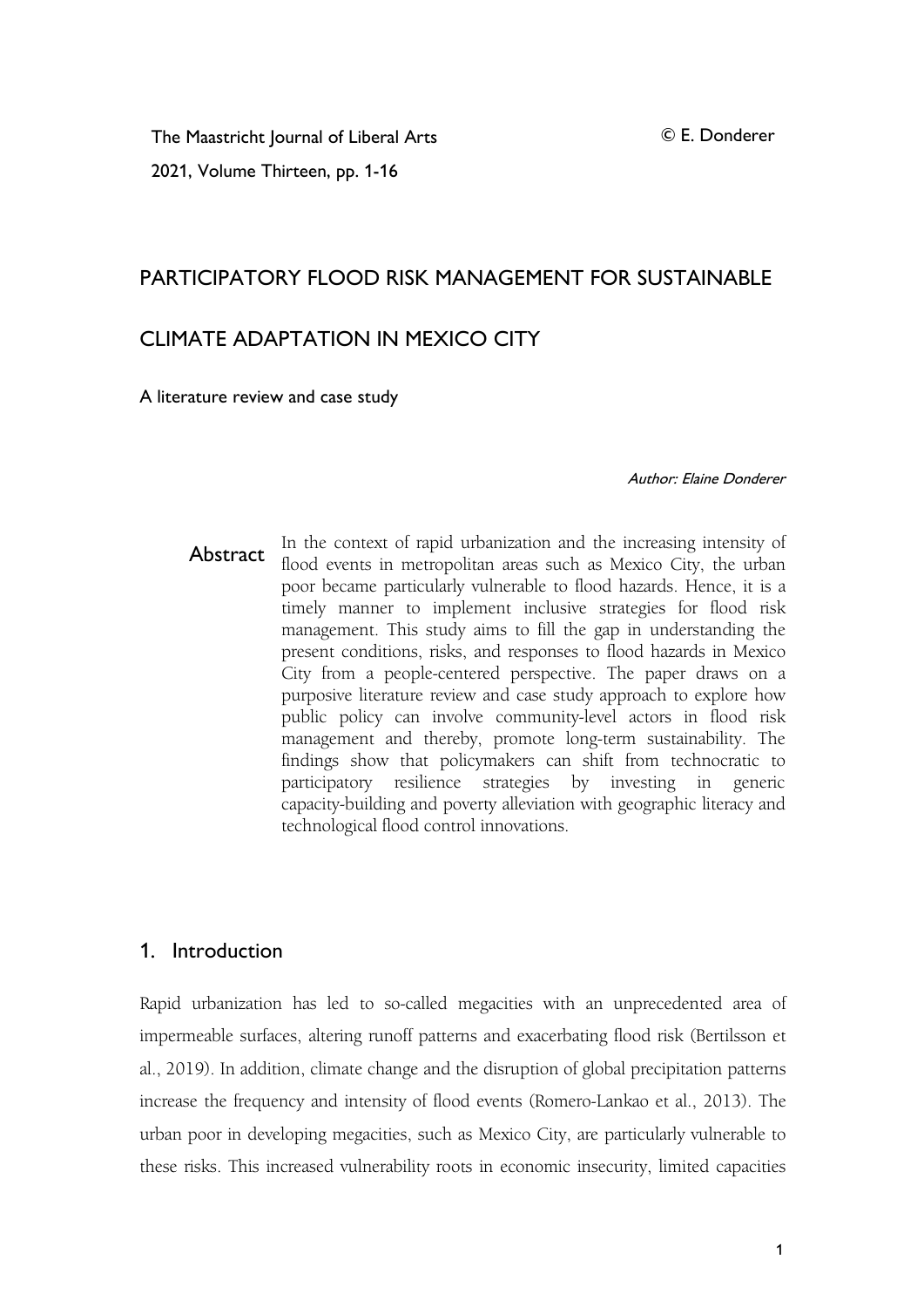# PARTICIPATORY FLOOD RISK MANAGEMENT FOR SUSTAINABLE CLIMATE ADAPTATION IN MEXICO CITY

A literature review and case study

*Author: Elaine Donderer*

**Abstract** In the context of rapid urbanization and the increasing intensity of flood events in metropolitan areas such as Mexico City, the urban poor became particularly vulnerable to flood hazards. Hence, it is a timely manner to implement inclusive strategies for flood risk management. This study aims to fill the gap in understanding the present conditions, risks, and responses to flood hazards in Mexico City from a people-centered perspective. The paper draws on a purposive literature review and case study approach to explore how public policy can involve community-level actors in flood risk management and thereby, promote long-term sustainability. The findings show that policymakers can shift from technocratic to participatory resilience strategies by investing in generic capacity-building and poverty alleviation with geographic literacy and technological flood control innovations.

## 1. Introduction

Rapid urbanization has led to so-called megacities with an unprecedented area of impermeable surfaces, altering runoff patterns and exacerbating flood risk (Bertilsson et al., 2019). In addition, climate change and the disruption of global precipitation patterns increase the frequency and intensity of flood events (Romero-Lankao et al., 2013). The urban poor in developing megacities, such as Mexico City, are particularly vulnerable to these risks. This increased vulnerability roots in economic insecurity, limited capacities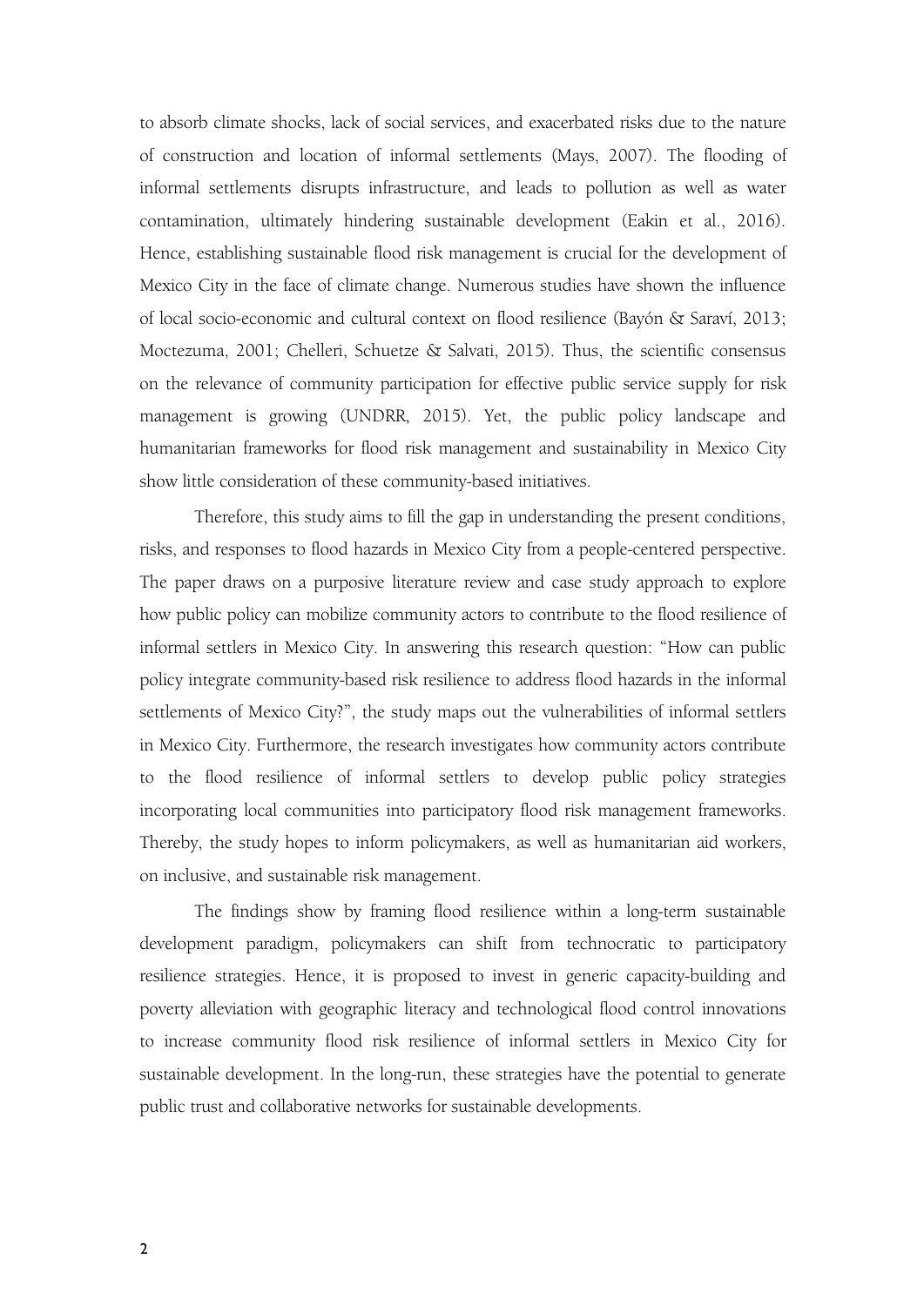to absorb climate shocks, lack of social services, and exacerbated risks due to the nature of construction and location of informal settlements (Mays, 2007). The flooding of informal settlements disrupts infrastructure, and leads to pollution as well as water contamination, ultimately hindering sustainable development (Eakin et al., 2016). Hence, establishing sustainable flood risk management is crucial for the development of Mexico City in the face of climate change. Numerous studies have shown the influence of local socio-economic and cultural context on flood resilience (Bayón & Saraví, 2013; Moctezuma, 2001; Chelleri, Schuetze & Salvati, 2015). Thus, the scientific consensus on the relevance of community participation for effective public service supply for risk management is growing (UNDRR, 2015). Yet, the public policy landscape and humanitarian frameworks for flood risk management and sustainability in Mexico City show little consideration of these community-based initiatives.

Therefore, this study aims to fill the gap in understanding the present conditions, risks, and responses to flood hazards in Mexico City from a people-centered perspective. The paper draws on a purposive literature review and case study approach to explore how public policy can mobilize community actors to contribute to the flood resilience of informal settlers in Mexico City. In answering this research question: "How can public policy integrate community-based risk resilience to address flood hazards in the informal settlements of Mexico City?", the study maps out the vulnerabilities of informal settlers in Mexico City. Furthermore, the research investigates how community actors contribute to the flood resilience of informal settlers to develop public policy strategies incorporating local communities into participatory flood risk management frameworks. Thereby, the study hopes to inform policymakers, as well as humanitarian aid workers, on inclusive, and sustainable risk management.

The findings show by framing flood resilience within a long-term sustainable development paradigm, policymakers can shift from technocratic to participatory resilience strategies. Hence, it is proposed to invest in generic capacity-building and poverty alleviation with geographic literacy and technological flood control innovations to increase community flood risk resilience of informal settlers in Mexico City for sustainable development. In the long-run, these strategies have the potential to generate public trust and collaborative networks for sustainable developments.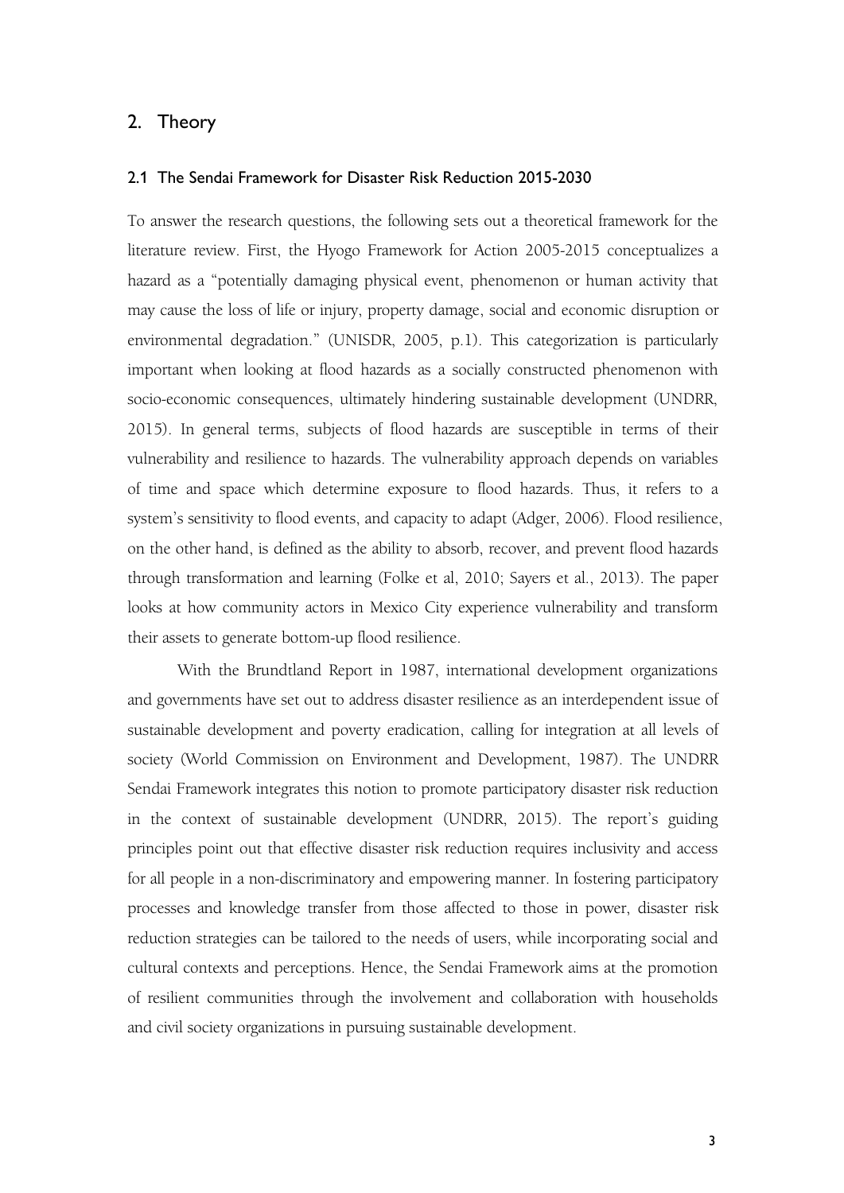## 2. Theory

### 2.1 The Sendai Framework for Disaster Risk Reduction 2015-2030

To answer the research questions, the following sets out a theoretical framework for the literature review. First, the Hyogo Framework for Action 2005-2015 conceptualizes a hazard as a "potentially damaging physical event, phenomenon or human activity that may cause the loss of life or injury, property damage, social and economic disruption or environmental degradation." (UNISDR, 2005, p.1). This categorization is particularly important when looking at flood hazards as a socially constructed phenomenon with socio-economic consequences, ultimately hindering sustainable development (UNDRR, 2015). In general terms, subjects of flood hazards are susceptible in terms of their vulnerability and resilience to hazards. The vulnerability approach depends on variables of time and space which determine exposure to flood hazards. Thus, it refers to a system's sensitivity to flood events, and capacity to adapt (Adger, 2006). Flood resilience, on the other hand, is defined as the ability to absorb, recover, and prevent flood hazards through transformation and learning (Folke et al, 2010; Sayers et al., 2013). The paper looks at how community actors in Mexico City experience vulnerability and transform their assets to generate bottom-up flood resilience.

With the Brundtland Report in 1987, international development organizations and governments have set out to address disaster resilience as an interdependent issue of sustainable development and poverty eradication, calling for integration at all levels of society (World Commission on Environment and Development, 1987). The UNDRR Sendai Framework integrates this notion to promote participatory disaster risk reduction in the context of sustainable development (UNDRR, 2015). The report's guiding principles point out that effective disaster risk reduction requires inclusivity and access for all people in a non-discriminatory and empowering manner. In fostering participatory processes and knowledge transfer from those affected to those in power, disaster risk reduction strategies can be tailored to the needs of users, while incorporating social and cultural contexts and perceptions. Hence, the Sendai Framework aims at the promotion of resilient communities through the involvement and collaboration with households and civil society organizations in pursuing sustainable development.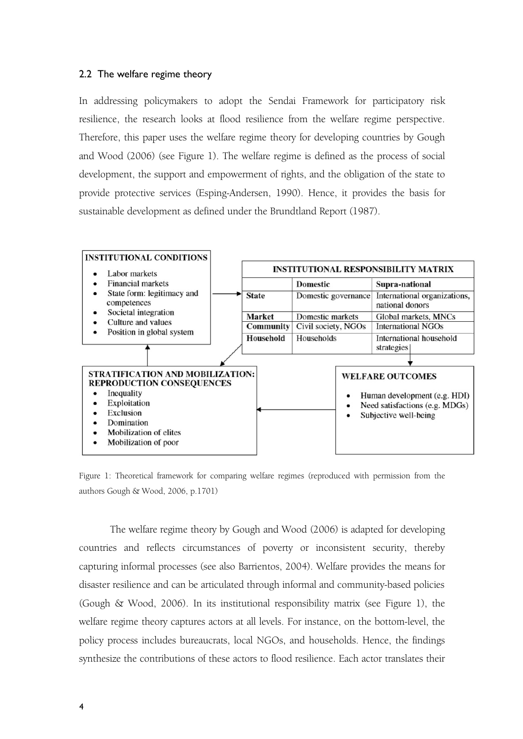### 2.2 The welfare regime theory

In addressing policymakers to adopt the Sendai Framework for participatory risk resilience, the research looks at flood resilience from the welfare regime perspective. Therefore, this paper uses the welfare regime theory for developing countries by Gough and Wood (2006) (see Figure 1). The welfare regime is defined as the process of social development, the support and empowerment of rights, and the obligation of the state to provide protective services (Esping-Andersen, 1990). Hence, it provides the basis for sustainable development as defined under the Brundtland Report (1987).

**INSTITUTIONAL CONDITIONS**

- Labor markets
- Financial markets
- State form: legitimacy and competences
- Societal integration
- Culture and values
- Position in global system

**INSTITUTIONAL RESPONSIBILITY MATRIX**

| | Domestic | Supra-national |
|---|---|---|
| **State** | Domestic governance | International organizations, national donors |
| **Market** | Domestic markets | Global markets, MNCs |
| **Community** | Civil society, NGOs | International NGOs |
| **Household** | Households | International household strategies |

**STRATIFICATION AND MOBILIZATION: REPRODUCTION CONSEQUENCES**

- Inequality
- Exploitation
- Exclusion
- Domination
- Mobilization of elites
- Mobilization of poor

**WELFARE OUTCOMES**

- Human development (e.g. HDI)
- Need satisfactions (e.g. MDGs)
- Subjective well-being

Figure 1: Theoretical framework for comparing welfare regimes (reproduced with permission from the authors Gough & Wood, 2006, p.1701)

The welfare regime theory by Gough and Wood (2006) is adapted for developing countries and reflects circumstances of poverty or inconsistent security, thereby capturing informal processes (see also Barrientos, 2004). Welfare provides the means for disaster resilience and can be articulated through informal and community-based policies (Gough & Wood, 2006). In its institutional responsibility matrix (see Figure 1), the welfare regime theory captures actors at all levels. For instance, on the bottom-level, the policy process includes bureaucrats, local NGOs, and households. Hence, the findings synthesize the contributions of these actors to flood resilience. Each actor translates their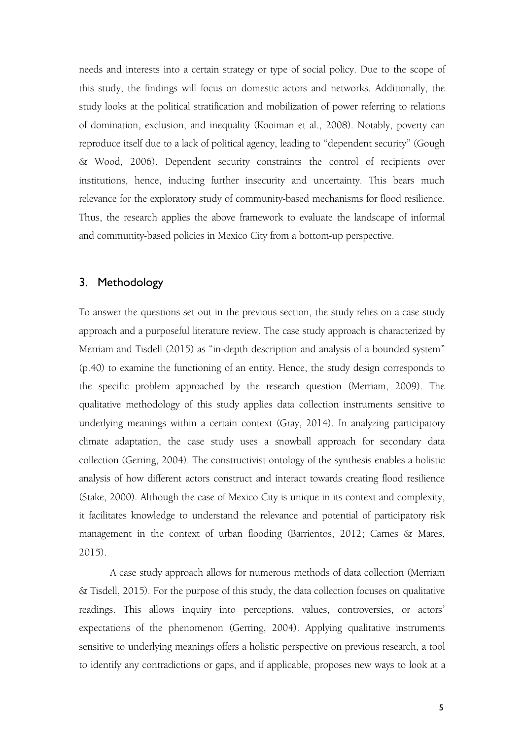needs and interests into a certain strategy or type of social policy. Due to the scope of this study, the findings will focus on domestic actors and networks. Additionally, the study looks at the political stratification and mobilization of power referring to relations of domination, exclusion, and inequality (Kooiman et al., 2008). Notably, poverty can reproduce itself due to a lack of political agency, leading to "dependent security" (Gough & Wood, 2006). Dependent security constraints the control of recipients over institutions, hence, inducing further insecurity and uncertainty. This bears much relevance for the exploratory study of community-based mechanisms for flood resilience. Thus, the research applies the above framework to evaluate the landscape of informal and community-based policies in Mexico City from a bottom-up perspective.

## 3. Methodology

To answer the questions set out in the previous section, the study relies on a case study approach and a purposeful literature review. The case study approach is characterized by Merriam and Tisdell (2015) as "in-depth description and analysis of a bounded system" (p.40) to examine the functioning of an entity. Hence, the study design corresponds to the specific problem approached by the research question (Merriam, 2009). The qualitative methodology of this study applies data collection instruments sensitive to underlying meanings within a certain context (Gray, 2014). In analyzing participatory climate adaptation, the case study uses a snowball approach for secondary data collection (Gerring, 2004). The constructivist ontology of the synthesis enables a holistic analysis of how different actors construct and interact towards creating flood resilience (Stake, 2000). Although the case of Mexico City is unique in its context and complexity, it facilitates knowledge to understand the relevance and potential of participatory risk management in the context of urban flooding (Barrientos, 2012; Carnes & Mares, 2015).

A case study approach allows for numerous methods of data collection (Merriam & Tisdell, 2015). For the purpose of this study, the data collection focuses on qualitative readings. This allows inquiry into perceptions, values, controversies, or actors' expectations of the phenomenon (Gerring, 2004). Applying qualitative instruments sensitive to underlying meanings offers a holistic perspective on previous research, a tool to identify any contradictions or gaps, and if applicable, proposes new ways to look at a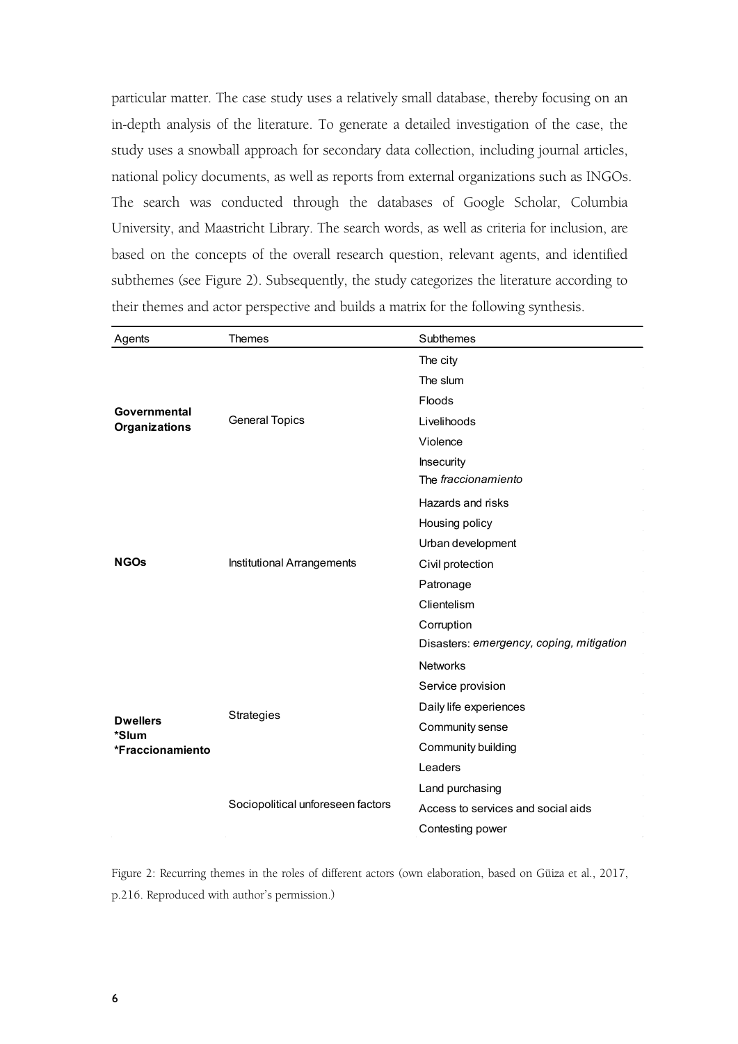particular matter. The case study uses a relatively small database, thereby focusing on an in-depth analysis of the literature. To generate a detailed investigation of the case, the study uses a snowball approach for secondary data collection, including journal articles, national policy documents, as well as reports from external organizations such as INGOs. The search was conducted through the databases of Google Scholar, Columbia University, and Maastricht Library. The search words, as well as criteria for inclusion, are based on the concepts of the overall research question, relevant agents, and identified subthemes (see Figure 2). Subsequently, the study categorizes the literature according to their themes and actor perspective and builds a matrix for the following synthesis.

| Agents | Themes | Subthemes |
|---|---|---|
| **Governmental Organizations** | General Topics | The city<br>The slum<br>Floods<br>Livelihoods<br>Violence<br>Insecurity<br>The *fraccionamiento* |
| **NGOs** | Institutional Arrangements | Hazards and risks<br>Housing policy<br>Urban development<br>Civil protection<br>Patronage<br>Clientelism<br>Corruption<br>Disasters: *emergency, coping, mitigation* |
| **Dwellers**<br>**\*Slum**<br>**\*Fraccionamiento** | Strategies | Networks<br>Service provision<br>Daily life experiences<br>Community sense<br>Community building<br>Leaders |
| | Sociopolitical unforeseen factors | Land purchasing<br>Access to services and social aids<br>Contesting power |

Figure 2: Recurring themes in the roles of different actors (own elaboration, based on Güiza et al., 2017, p.216. Reproduced with author's permission.)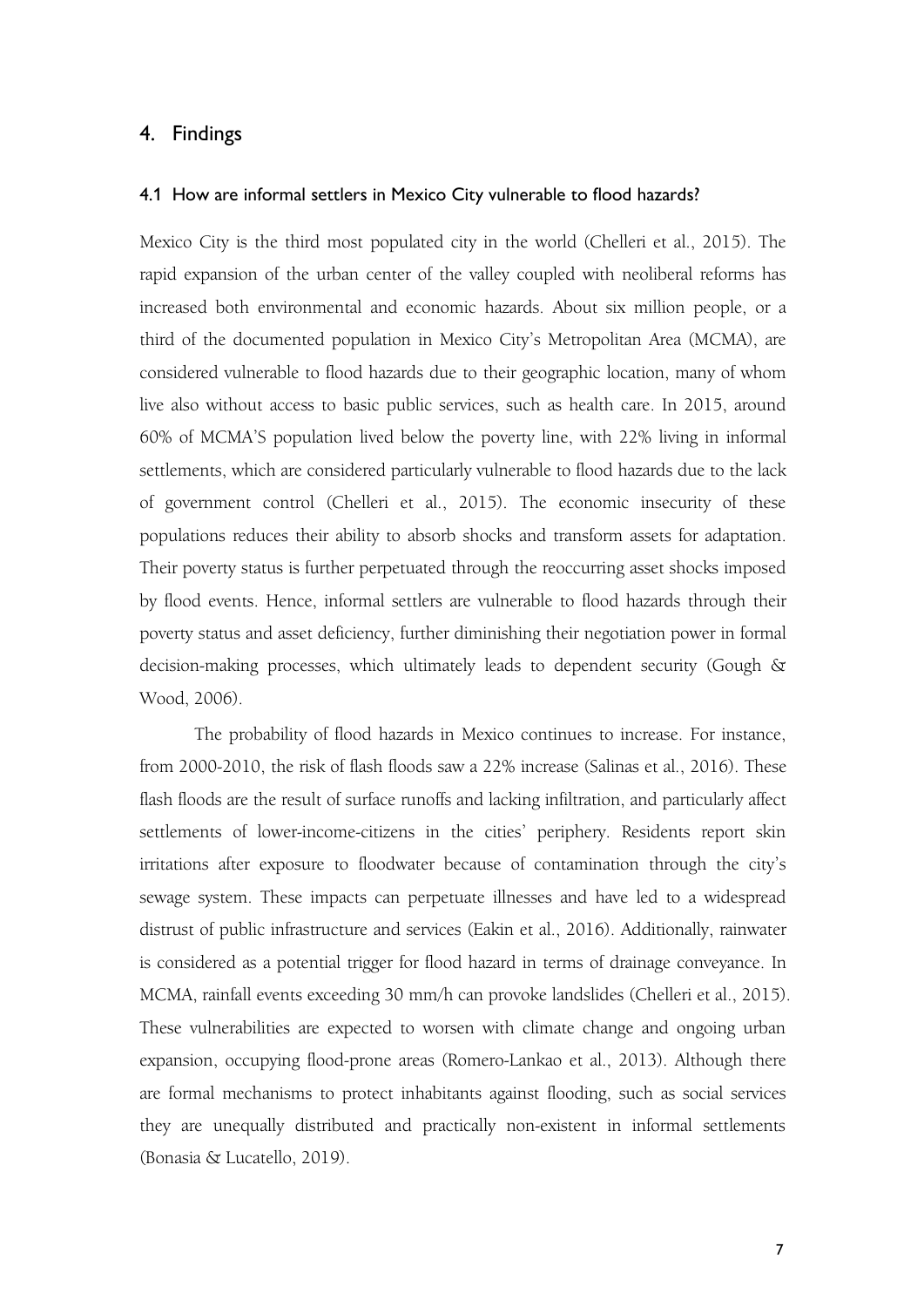# 4. Findings

## 4.1 How are informal settlers in Mexico City vulnerable to flood hazards?

Mexico City is the third most populated city in the world (Chelleri et al., 2015). The rapid expansion of the urban center of the valley coupled with neoliberal reforms has increased both environmental and economic hazards. About six million people, or a third of the documented population in Mexico City's Metropolitan Area (MCMA), are considered vulnerable to flood hazards due to their geographic location, many of whom live also without access to basic public services, such as health care. In 2015, around 60% of MCMA'S population lived below the poverty line, with 22% living in informal settlements, which are considered particularly vulnerable to flood hazards due to the lack of government control (Chelleri et al., 2015). The economic insecurity of these populations reduces their ability to absorb shocks and transform assets for adaptation. Their poverty status is further perpetuated through the reoccurring asset shocks imposed by flood events. Hence, informal settlers are vulnerable to flood hazards through their poverty status and asset deficiency, further diminishing their negotiation power in formal decision-making processes, which ultimately leads to dependent security (Gough & Wood, 2006).

The probability of flood hazards in Mexico continues to increase. For instance, from 2000-2010, the risk of flash floods saw a 22% increase (Salinas et al., 2016). These flash floods are the result of surface runoffs and lacking infiltration, and particularly affect settlements of lower-income-citizens in the cities' periphery. Residents report skin irritations after exposure to floodwater because of contamination through the city's sewage system. These impacts can perpetuate illnesses and have led to a widespread distrust of public infrastructure and services (Eakin et al., 2016). Additionally, rainwater is considered as a potential trigger for flood hazard in terms of drainage conveyance. In MCMA, rainfall events exceeding 30 mm/h can provoke landslides (Chelleri et al., 2015). These vulnerabilities are expected to worsen with climate change and ongoing urban expansion, occupying flood-prone areas (Romero-Lankao et al., 2013). Although there are formal mechanisms to protect inhabitants against flooding, such as social services they are unequally distributed and practically non-existent in informal settlements (Bonasia & Lucatello, 2019).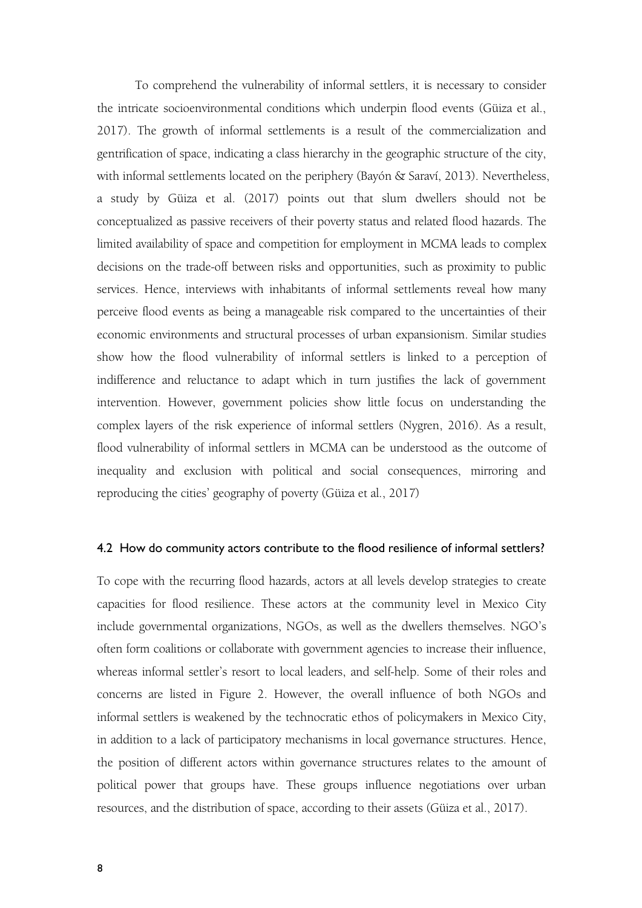To comprehend the vulnerability of informal settlers, it is necessary to consider the intricate socioenvironmental conditions which underpin flood events (Güiza et al., 2017). The growth of informal settlements is a result of the commercialization and gentrification of space, indicating a class hierarchy in the geographic structure of the city, with informal settlements located on the periphery (Bayón & Saraví, 2013). Nevertheless, a study by Güiza et al. (2017) points out that slum dwellers should not be conceptualized as passive receivers of their poverty status and related flood hazards. The limited availability of space and competition for employment in MCMA leads to complex decisions on the trade-off between risks and opportunities, such as proximity to public services. Hence, interviews with inhabitants of informal settlements reveal how many perceive flood events as being a manageable risk compared to the uncertainties of their economic environments and structural processes of urban expansionism. Similar studies show how the flood vulnerability of informal settlers is linked to a perception of indifference and reluctance to adapt which in turn justifies the lack of government intervention. However, government policies show little focus on understanding the complex layers of the risk experience of informal settlers (Nygren, 2016). As a result, flood vulnerability of informal settlers in MCMA can be understood as the outcome of inequality and exclusion with political and social consequences, mirroring and reproducing the cities' geography of poverty (Güiza et al., 2017)

### 4.2 How do community actors contribute to the flood resilience of informal settlers?

To cope with the recurring flood hazards, actors at all levels develop strategies to create capacities for flood resilience. These actors at the community level in Mexico City include governmental organizations, NGOs, as well as the dwellers themselves. NGO's often form coalitions or collaborate with government agencies to increase their influence, whereas informal settler's resort to local leaders, and self-help. Some of their roles and concerns are listed in Figure 2. However, the overall influence of both NGOs and informal settlers is weakened by the technocratic ethos of policymakers in Mexico City, in addition to a lack of participatory mechanisms in local governance structures. Hence, the position of different actors within governance structures relates to the amount of political power that groups have. These groups influence negotiations over urban resources, and the distribution of space, according to their assets (Güiza et al., 2017).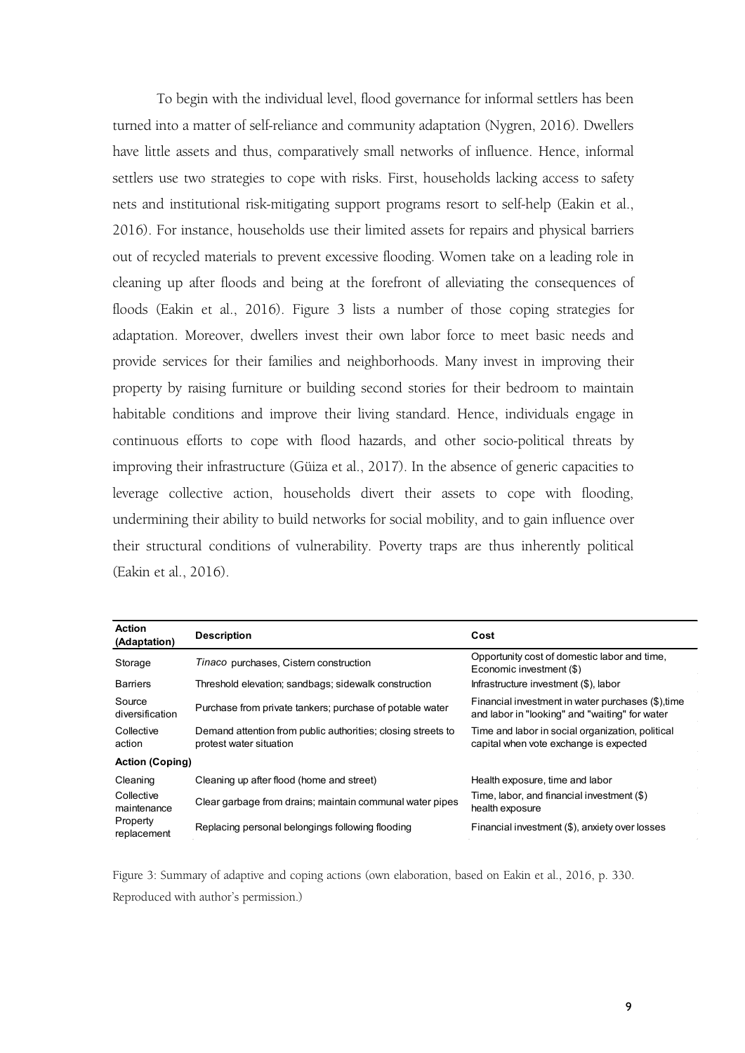To begin with the individual level, flood governance for informal settlers has been turned into a matter of self-reliance and community adaptation (Nygren, 2016). Dwellers have little assets and thus, comparatively small networks of influence. Hence, informal settlers use two strategies to cope with risks. First, households lacking access to safety nets and institutional risk-mitigating support programs resort to self-help (Eakin et al., 2016). For instance, households use their limited assets for repairs and physical barriers out of recycled materials to prevent excessive flooding. Women take on a leading role in cleaning up after floods and being at the forefront of alleviating the consequences of floods (Eakin et al., 2016). Figure 3 lists a number of those coping strategies for adaptation. Moreover, dwellers invest their own labor force to meet basic needs and provide services for their families and neighborhoods. Many invest in improving their property by raising furniture or building second stories for their bedroom to maintain habitable conditions and improve their living standard. Hence, individuals engage in continuous efforts to cope with flood hazards, and other socio-political threats by improving their infrastructure (Güiza et al., 2017). In the absence of generic capacities to leverage collective action, households divert their assets to cope with flooding, undermining their ability to build networks for social mobility, and to gain influence over their structural conditions of vulnerability. Poverty traps are thus inherently political (Eakin et al., 2016).

| Action (Adaptation) | Description | Cost |
|---|---|---|
| Storage | *Tinaco* purchases, Cistern construction | Opportunity cost of domestic labor and time, Economic investment ($) |
| Barriers | Threshold elevation; sandbags; sidewalk construction | Infrastructure investment ($), labor |
| Source diversification | Purchase from private tankers; purchase of potable water | Financial investment in water purchases ($),time and labor in "looking" and "waiting" for water |
| Collective action | Demand attention from public authorities; closing streets to protest water situation | Time and labor in social organization, political capital when vote exchange is expected |
| **Action (Coping)** | | |
| Cleaning | Cleaning up after flood (home and street) | Health exposure, time and labor |
| Collective maintenance | Clear garbage from drains; maintain communal water pipes | Time, labor, and financial investment ($) health exposure |
| Property replacement | Replacing personal belongings following flooding | Financial investment ($), anxiety over losses |

Figure 3: Summary of adaptive and coping actions (own elaboration, based on Eakin et al., 2016, p. 330. Reproduced with author's permission.)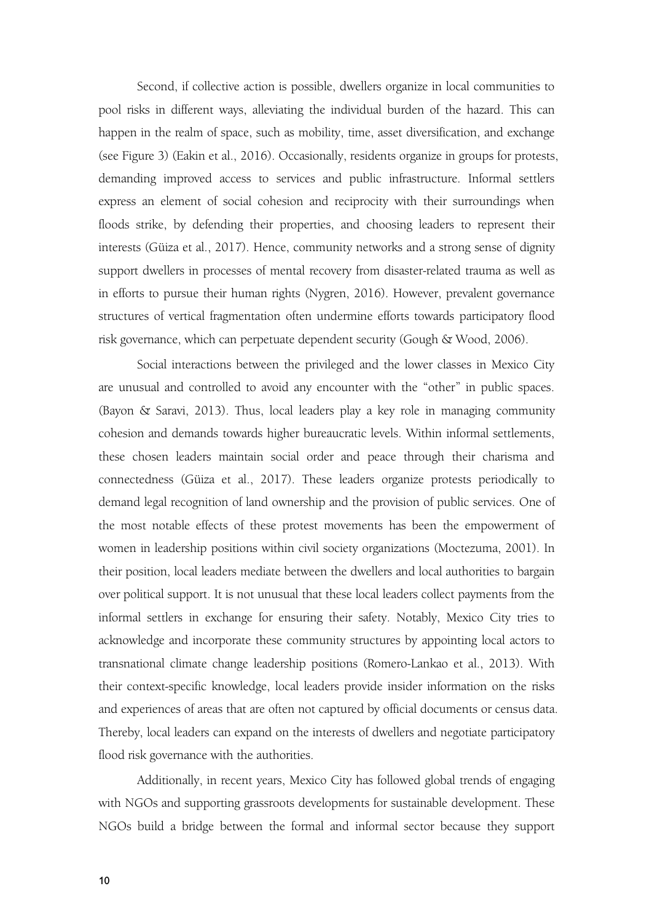Second, if collective action is possible, dwellers organize in local communities to pool risks in different ways, alleviating the individual burden of the hazard. This can happen in the realm of space, such as mobility, time, asset diversification, and exchange (see Figure 3) (Eakin et al., 2016). Occasionally, residents organize in groups for protests, demanding improved access to services and public infrastructure. Informal settlers express an element of social cohesion and reciprocity with their surroundings when floods strike, by defending their properties, and choosing leaders to represent their interests (Güiza et al., 2017). Hence, community networks and a strong sense of dignity support dwellers in processes of mental recovery from disaster-related trauma as well as in efforts to pursue their human rights (Nygren, 2016). However, prevalent governance structures of vertical fragmentation often undermine efforts towards participatory flood risk governance, which can perpetuate dependent security (Gough & Wood, 2006).

Social interactions between the privileged and the lower classes in Mexico City are unusual and controlled to avoid any encounter with the "other" in public spaces. (Bayon & Saravi, 2013). Thus, local leaders play a key role in managing community cohesion and demands towards higher bureaucratic levels. Within informal settlements, these chosen leaders maintain social order and peace through their charisma and connectedness (Güiza et al., 2017). These leaders organize protests periodically to demand legal recognition of land ownership and the provision of public services. One of the most notable effects of these protest movements has been the empowerment of women in leadership positions within civil society organizations (Moctezuma, 2001). In their position, local leaders mediate between the dwellers and local authorities to bargain over political support. It is not unusual that these local leaders collect payments from the informal settlers in exchange for ensuring their safety. Notably, Mexico City tries to acknowledge and incorporate these community structures by appointing local actors to transnational climate change leadership positions (Romero-Lankao et al., 2013). With their context-specific knowledge, local leaders provide insider information on the risks and experiences of areas that are often not captured by official documents or census data. Thereby, local leaders can expand on the interests of dwellers and negotiate participatory flood risk governance with the authorities.

Additionally, in recent years, Mexico City has followed global trends of engaging with NGOs and supporting grassroots developments for sustainable development. These NGOs build a bridge between the formal and informal sector because they support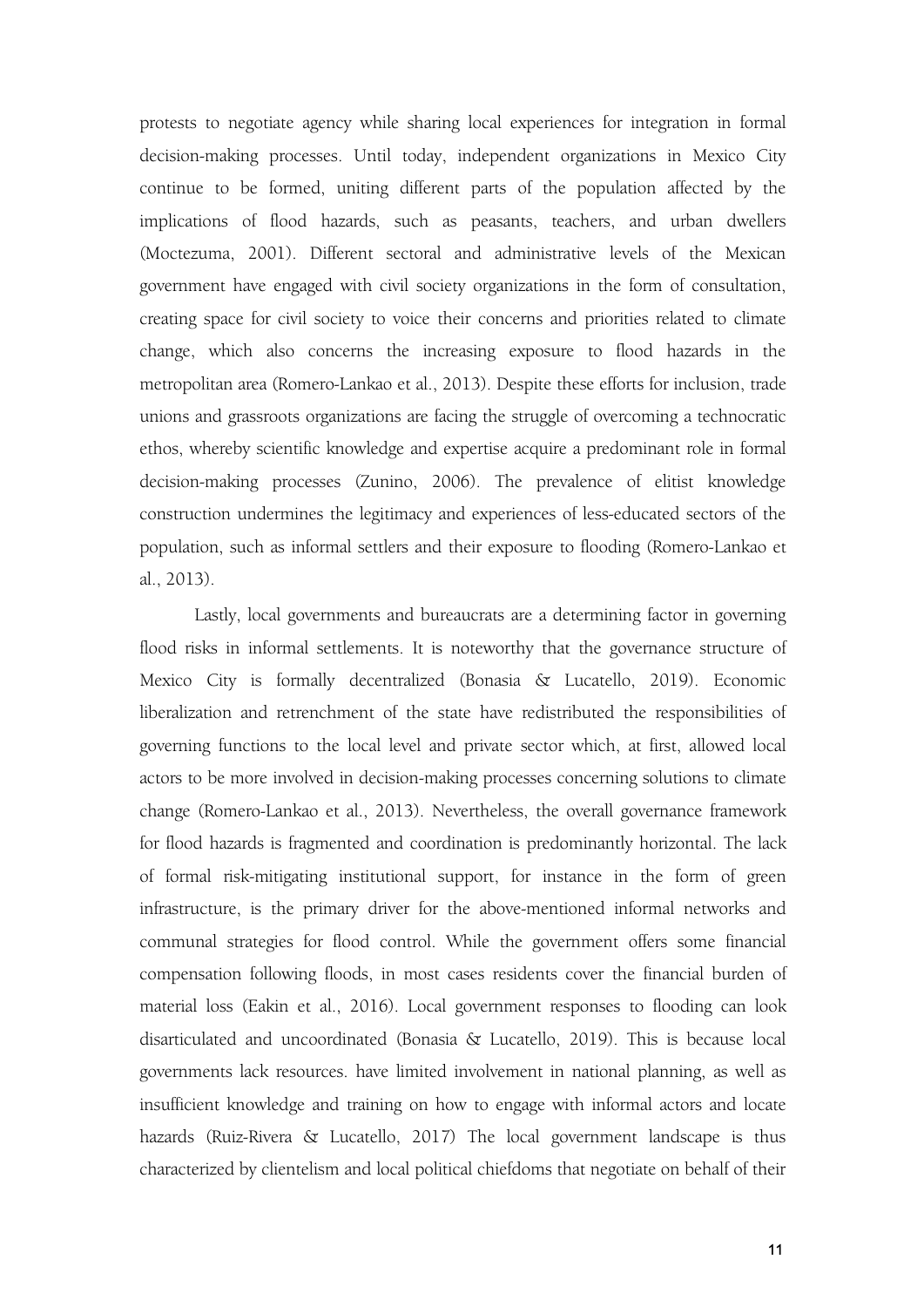protests to negotiate agency while sharing local experiences for integration in formal decision-making processes. Until today, independent organizations in Mexico City continue to be formed, uniting different parts of the population affected by the implications of flood hazards, such as peasants, teachers, and urban dwellers (Moctezuma, 2001). Different sectoral and administrative levels of the Mexican government have engaged with civil society organizations in the form of consultation, creating space for civil society to voice their concerns and priorities related to climate change, which also concerns the increasing exposure to flood hazards in the metropolitan area (Romero-Lankao et al., 2013). Despite these efforts for inclusion, trade unions and grassroots organizations are facing the struggle of overcoming a technocratic ethos, whereby scientific knowledge and expertise acquire a predominant role in formal decision-making processes (Zunino, 2006). The prevalence of elitist knowledge construction undermines the legitimacy and experiences of less-educated sectors of the population, such as informal settlers and their exposure to flooding (Romero-Lankao et al., 2013).

Lastly, local governments and bureaucrats are a determining factor in governing flood risks in informal settlements. It is noteworthy that the governance structure of Mexico City is formally decentralized (Bonasia & Lucatello, 2019). Economic liberalization and retrenchment of the state have redistributed the responsibilities of governing functions to the local level and private sector which, at first, allowed local actors to be more involved in decision-making processes concerning solutions to climate change (Romero-Lankao et al., 2013). Nevertheless, the overall governance framework for flood hazards is fragmented and coordination is predominantly horizontal. The lack of formal risk-mitigating institutional support, for instance in the form of green infrastructure, is the primary driver for the above-mentioned informal networks and communal strategies for flood control. While the government offers some financial compensation following floods, in most cases residents cover the financial burden of material loss (Eakin et al., 2016). Local government responses to flooding can look disarticulated and uncoordinated (Bonasia & Lucatello, 2019). This is because local governments lack resources. have limited involvement in national planning, as well as insufficient knowledge and training on how to engage with informal actors and locate hazards (Ruiz-Rivera & Lucatello, 2017) The local government landscape is thus characterized by clientelism and local political chiefdoms that negotiate on behalf of their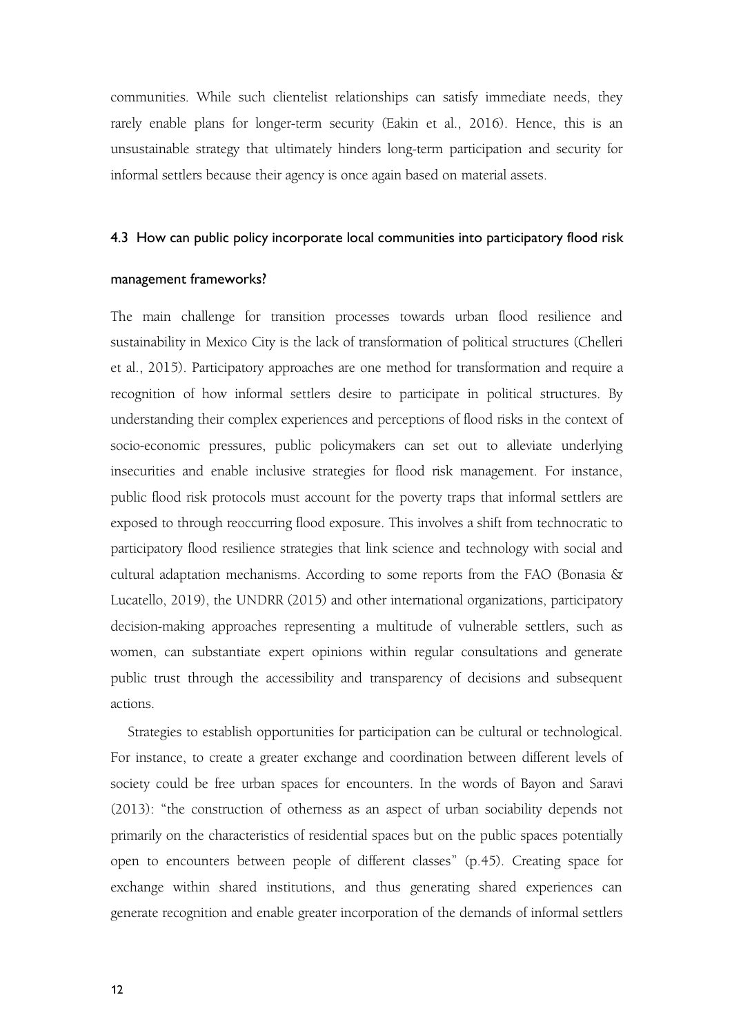communities. While such clientelist relationships can satisfy immediate needs, they rarely enable plans for longer-term security (Eakin et al., 2016). Hence, this is an unsustainable strategy that ultimately hinders long-term participation and security for informal settlers because their agency is once again based on material assets.

### 4.3 How can public policy incorporate local communities into participatory flood risk management frameworks?

The main challenge for transition processes towards urban flood resilience and sustainability in Mexico City is the lack of transformation of political structures (Chelleri et al., 2015). Participatory approaches are one method for transformation and require a recognition of how informal settlers desire to participate in political structures. By understanding their complex experiences and perceptions of flood risks in the context of socio-economic pressures, public policymakers can set out to alleviate underlying insecurities and enable inclusive strategies for flood risk management. For instance, public flood risk protocols must account for the poverty traps that informal settlers are exposed to through reoccurring flood exposure. This involves a shift from technocratic to participatory flood resilience strategies that link science and technology with social and cultural adaptation mechanisms. According to some reports from the FAO (Bonasia & Lucatello, 2019), the UNDRR (2015) and other international organizations, participatory decision-making approaches representing a multitude of vulnerable settlers, such as women, can substantiate expert opinions within regular consultations and generate public trust through the accessibility and transparency of decisions and subsequent actions.

Strategies to establish opportunities for participation can be cultural or technological. For instance, to create a greater exchange and coordination between different levels of society could be free urban spaces for encounters. In the words of Bayon and Saravi (2013): "the construction of otherness as an aspect of urban sociability depends not primarily on the characteristics of residential spaces but on the public spaces potentially open to encounters between people of different classes" (p.45). Creating space for exchange within shared institutions, and thus generating shared experiences can generate recognition and enable greater incorporation of the demands of informal settlers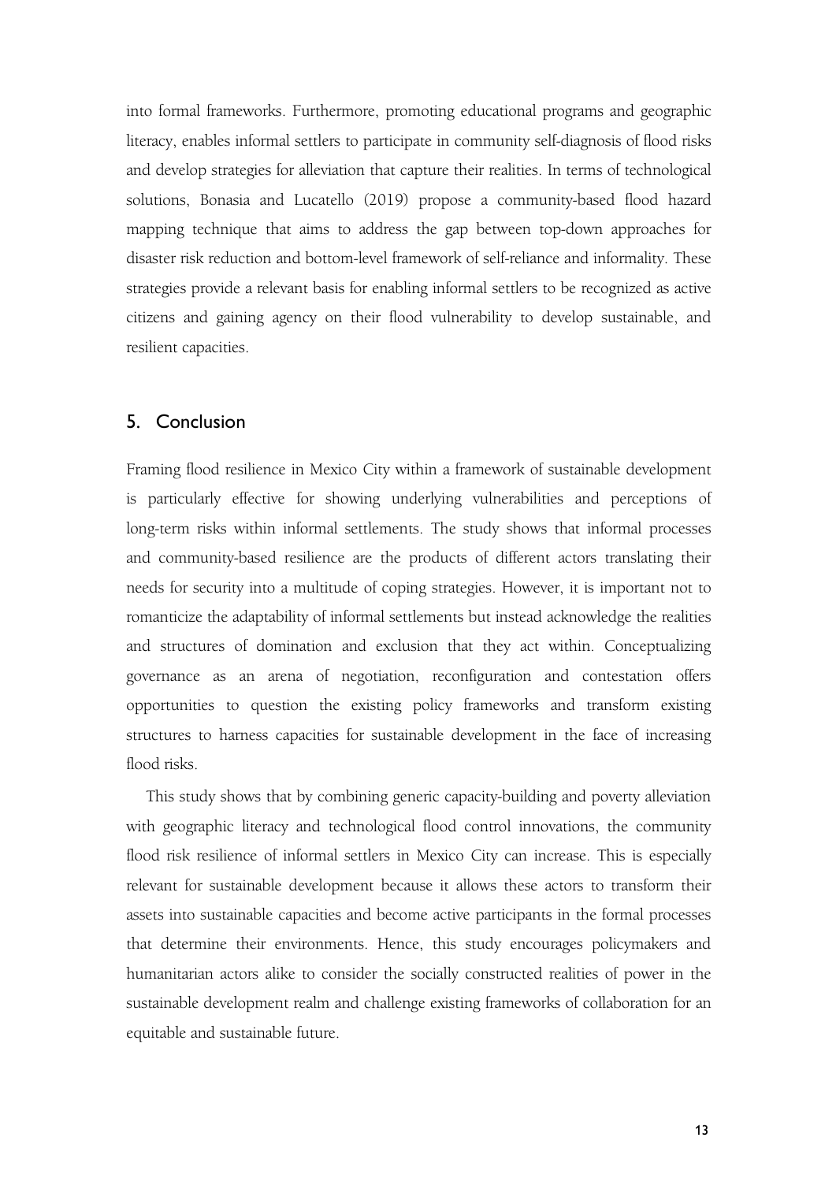into formal frameworks. Furthermore, promoting educational programs and geographic literacy, enables informal settlers to participate in community self-diagnosis of flood risks and develop strategies for alleviation that capture their realities. In terms of technological solutions, Bonasia and Lucatello (2019) propose a community-based flood hazard mapping technique that aims to address the gap between top-down approaches for disaster risk reduction and bottom-level framework of self-reliance and informality. These strategies provide a relevant basis for enabling informal settlers to be recognized as active citizens and gaining agency on their flood vulnerability to develop sustainable, and resilient capacities.

## 5. Conclusion

Framing flood resilience in Mexico City within a framework of sustainable development is particularly effective for showing underlying vulnerabilities and perceptions of long-term risks within informal settlements. The study shows that informal processes and community-based resilience are the products of different actors translating their needs for security into a multitude of coping strategies. However, it is important not to romanticize the adaptability of informal settlements but instead acknowledge the realities and structures of domination and exclusion that they act within. Conceptualizing governance as an arena of negotiation, reconfiguration and contestation offers opportunities to question the existing policy frameworks and transform existing structures to harness capacities for sustainable development in the face of increasing flood risks.

This study shows that by combining generic capacity-building and poverty alleviation with geographic literacy and technological flood control innovations, the community flood risk resilience of informal settlers in Mexico City can increase. This is especially relevant for sustainable development because it allows these actors to transform their assets into sustainable capacities and become active participants in the formal processes that determine their environments. Hence, this study encourages policymakers and humanitarian actors alike to consider the socially constructed realities of power in the sustainable development realm and challenge existing frameworks of collaboration for an equitable and sustainable future.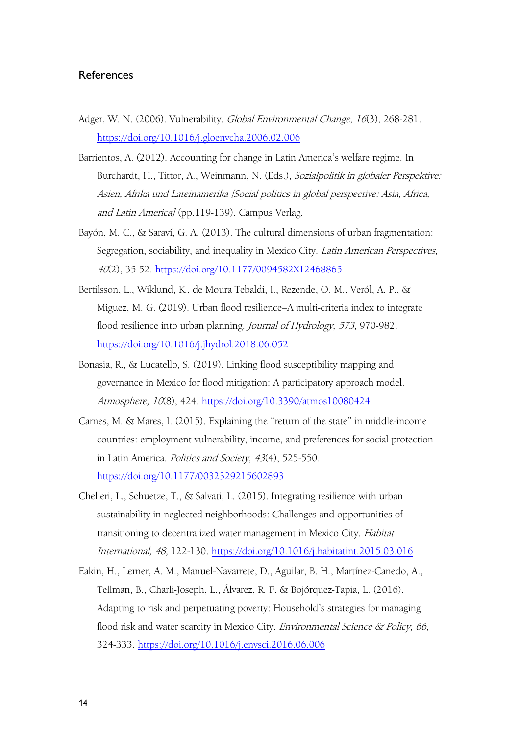## References

Adger, W. N. (2006). Vulnerability. *Global Environmental Change, 16*(3), 268-281. https://doi.org/10.1016/j.gloenvcha.2006.02.006

Barrientos, A. (2012). Accounting for change in Latin America's welfare regime. In Burchardt, H., Tittor, A., Weinmann, N. (Eds.), *Sozialpolitik in globaler Perspektive: Asien, Afrika und Lateinamerika [Social politics in global perspective: Asia, Africa, and Latin America]* (pp.119-139). Campus Verlag.

Bayón, M. C., & Saraví, G. A. (2013). The cultural dimensions of urban fragmentation: Segregation, sociability, and inequality in Mexico City. *Latin American Perspectives, 40*(2), 35-52. https://doi.org/10.1177/0094582X12468865

Bertilsson, L., Wiklund, K., de Moura Tebaldi, I., Rezende, O. M., Veról, A. P., & Miguez, M. G. (2019). Urban flood resilience–A multi-criteria index to integrate flood resilience into urban planning. *Journal of Hydrology, 573,* 970-982. https://doi.org/10.1016/j.jhydrol.2018.06.052

Bonasia, R., & Lucatello, S. (2019). Linking flood susceptibility mapping and governance in Mexico for flood mitigation: A participatory approach model. *Atmosphere, 10*(8), 424. https://doi.org/10.3390/atmos10080424

Carnes, M. & Mares, I. (2015). Explaining the "return of the state" in middle-income countries: employment vulnerability, income, and preferences for social protection in Latin America. *Politics and Society, 43*(4), 525-550. https://doi.org/10.1177/0032329215602893

Chelleri, L., Schuetze, T., & Salvati, L. (2015). Integrating resilience with urban sustainability in neglected neighborhoods: Challenges and opportunities of transitioning to decentralized water management in Mexico City. *Habitat International, 48,* 122-130. https://doi.org/10.1016/j.habitatint.2015.03.016

Eakin, H., Lerner, A. M., Manuel-Navarrete, D., Aguilar, B. H., Martínez-Canedo, A., Tellman, B., Charli-Joseph, L., Álvarez, R. F. & Bojórquez-Tapia, L. (2016). Adapting to risk and perpetuating poverty: Household's strategies for managing flood risk and water scarcity in Mexico City. *Environmental Science & Policy, 66*, 324-333. https://doi.org/10.1016/j.envsci.2016.06.006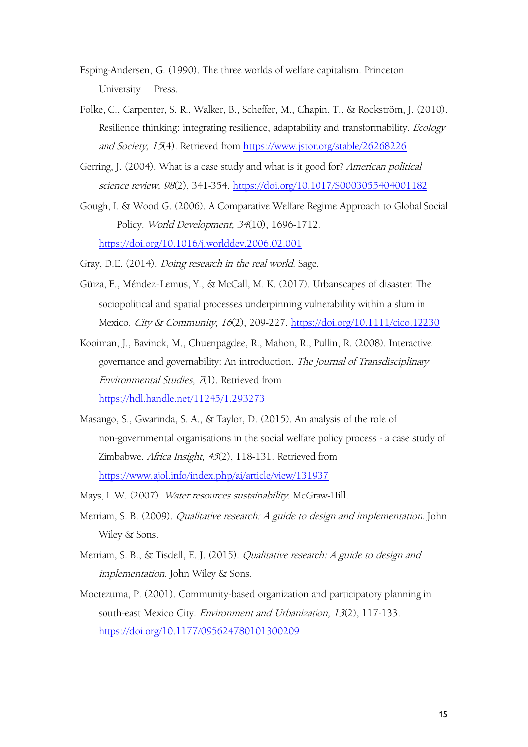Esping-Andersen, G. (1990). The three worlds of welfare capitalism. Princeton University Press.

Folke, C., Carpenter, S. R., Walker, B., Scheffer, M., Chapin, T., & Rockström, J. (2010). Resilience thinking: integrating resilience, adaptability and transformability. *Ecology and Society, 15*(4). Retrieved from https://www.jstor.org/stable/26268226

Gerring, J. (2004). What is a case study and what is it good for? *American political science review, 98*(2), 341-354. https://doi.org/10.1017/S0003055404001182

Gough, I. & Wood G. (2006). A Comparative Welfare Regime Approach to Global Social Policy. *World Development, 34*(10), 1696-1712. https://doi.org/10.1016/j.worlddev.2006.02.001

Gray, D.E. (2014). *Doing research in the real world.* Sage.

Güiza, F., Méndez-Lemus, Y., & McCall, M. K. (2017). Urbanscapes of disaster: The sociopolitical and spatial processes underpinning vulnerability within a slum in Mexico. *City & Community, 16*(2), 209-227. https://doi.org/10.1111/cico.12230

Kooiman, J., Bavinck, M., Chuenpagdee, R., Mahon, R., Pullin, R. (2008). Interactive governance and governability: An introduction. *The Journal of Transdisciplinary Environmental Studies, 7*(1). Retrieved from https://hdl.handle.net/11245/1.293273

Masango, S., Gwarinda, S. A., & Taylor, D. (2015). An analysis of the role of non-governmental organisations in the social welfare policy process - a case study of Zimbabwe. *Africa Insight, 45*(2), 118-131. Retrieved from https://www.ajol.info/index.php/ai/article/view/131937

Mays, L.W. (2007). *Water resources sustainability.* McGraw-Hill.

Merriam, S. B. (2009). *Qualitative research: A guide to design and implementation.* John Wiley & Sons.

Merriam, S. B., & Tisdell, E. J. (2015). *Qualitative research: A guide to design and implementation.* John Wiley & Sons.

Moctezuma, P. (2001). Community-based organization and participatory planning in south-east Mexico City. *Environment and Urbanization, 13*(2), 117-133. https://doi.org/10.1177/095624780101300209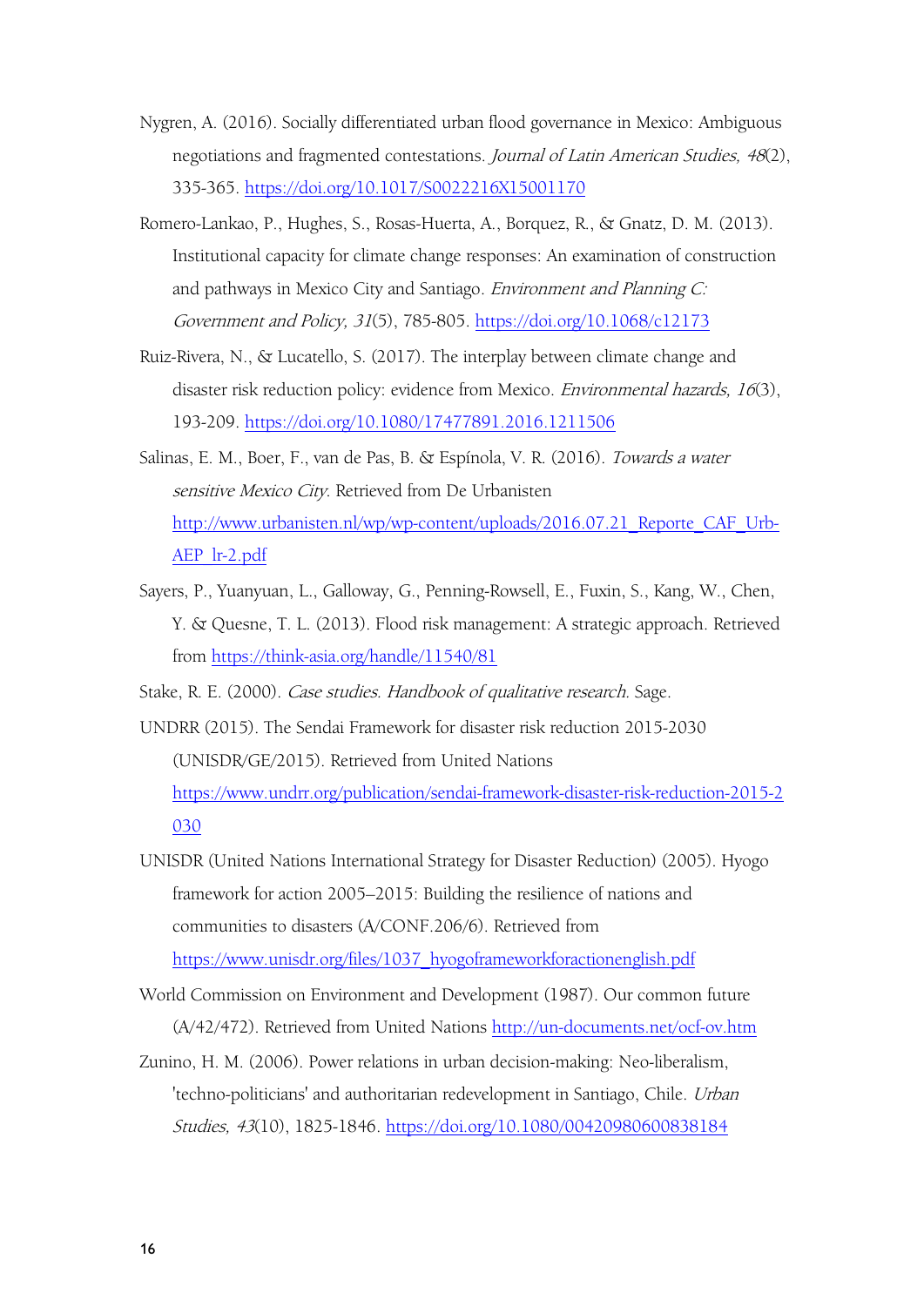Nygren, A. (2016). Socially differentiated urban flood governance in Mexico: Ambiguous negotiations and fragmented contestations. *Journal of Latin American Studies, 48*(2), 335-365. https://doi.org/10.1017/S0022216X15001170

Romero-Lankao, P., Hughes, S., Rosas-Huerta, A., Borquez, R., & Gnatz, D. M. (2013). Institutional capacity for climate change responses: An examination of construction and pathways in Mexico City and Santiago. *Environment and Planning C: Government and Policy, 31*(5), 785-805. https://doi.org/10.1068/c12173

Ruiz-Rivera, N., & Lucatello, S. (2017). The interplay between climate change and disaster risk reduction policy: evidence from Mexico. *Environmental hazards, 16*(3), 193-209. https://doi.org/10.1080/17477891.2016.1211506

Salinas, E. M., Boer, F., van de Pas, B. & Espínola, V. R. (2016). *Towards a water sensitive Mexico City*. Retrieved from De Urbanisten http://www.urbanisten.nl/wp/wp-content/uploads/2016.07.21_Reporte_CAF_Urb-AEP_lr-2.pdf

Sayers, P., Yuanyuan, L., Galloway, G., Penning-Rowsell, E., Fuxin, S., Kang, W., Chen, Y. & Quesne, T. L. (2013). Flood risk management: A strategic approach. Retrieved from https://think-asia.org/handle/11540/81

Stake, R. E. (2000). *Case studies. Handbook of qualitative research*. Sage.

UNDRR (2015). The Sendai Framework for disaster risk reduction 2015-2030 (UNISDR/GE/2015). Retrieved from United Nations https://www.undrr.org/publication/sendai-framework-disaster-risk-reduction-2015-2030

UNISDR (United Nations International Strategy for Disaster Reduction) (2005). Hyogo framework for action 2005–2015: Building the resilience of nations and communities to disasters (A/CONF.206/6). Retrieved from https://www.unisdr.org/files/1037_hyogoframeworkforactionenglish.pdf

World Commission on Environment and Development (1987). Our common future (A/42/472). Retrieved from United Nations http://un-documents.net/ocf-ov.htm

Zunino, H. M. (2006). Power relations in urban decision-making: Neo-liberalism, 'techno-politicians' and authoritarian redevelopment in Santiago, Chile. *Urban Studies, 43*(10), 1825-1846. https://doi.org/10.1080/00420980600838184